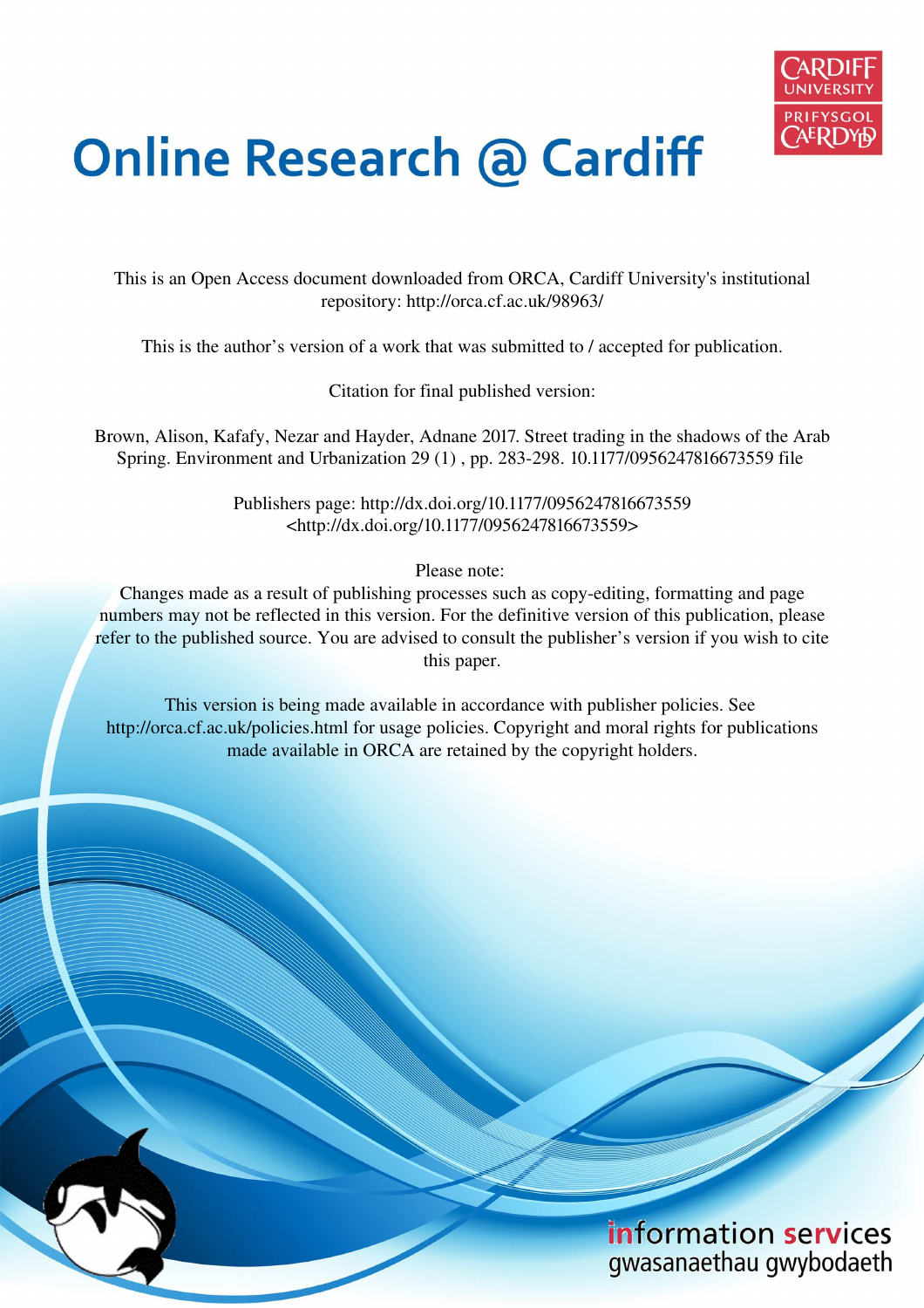# Online Research @ Cardiff

This is an Open Access document downloaded from ORCA, Cardiff University's institutional repository: http://orca.cf.ac.uk/98963/

This is the author's version of a work that was submitted to / accepted for publication.

Citation for final published version:

Brown, Alison, Kafafy, Nezar and Hayder, Adnane 2017. Street trading in the shadows of the Arab Spring. Environment and Urbanization 29 (1) , pp. 283-298. 10.1177/0956247816673559 file

Publishers page: http://dx.doi.org/10.1177/0956247816673559 <http://dx.doi.org/10.1177/0956247816673559>

Please note:
Changes made as a result of publishing processes such as copy-editing, formatting and page numbers may not be reflected in this version. For the definitive version of this publication, please refer to the published source. You are advised to consult the publisher's version if you wish to cite this paper.

This version is being made available in accordance with publisher policies. See http://orca.cf.ac.uk/policies.html for usage policies. Copyright and moral rights for publications made available in ORCA are retained by the copyright holders.

information services
gwasanaethau gwybodaeth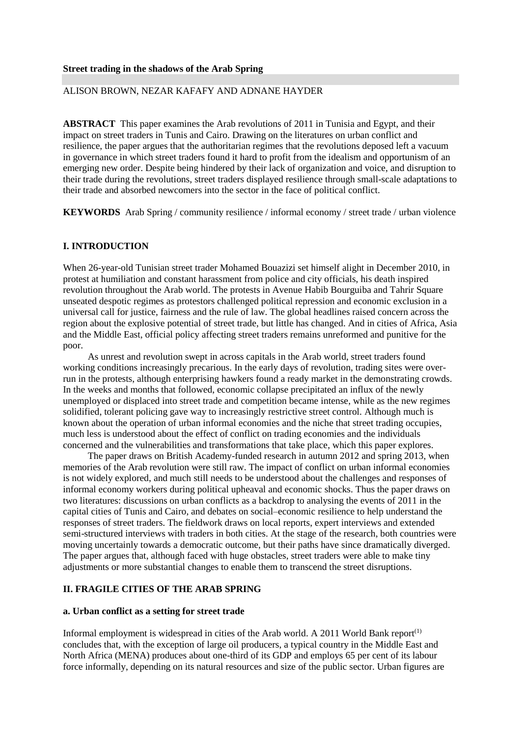**Street trading in the shadows of the Arab Spring**

ALISON BROWN, NEZAR KAFAFY AND ADNANE HAYDER

**ABSTRACT** This paper examines the Arab revolutions of 2011 in Tunisia and Egypt, and their impact on street traders in Tunis and Cairo. Drawing on the literatures on urban conflict and resilience, the paper argues that the authoritarian regimes that the revolutions deposed left a vacuum in governance in which street traders found it hard to profit from the idealism and opportunism of an emerging new order. Despite being hindered by their lack of organization and voice, and disruption to their trade during the revolutions, street traders displayed resilience through small-scale adaptations to their trade and absorbed newcomers into the sector in the face of political conflict.

**KEYWORDS** Arab Spring / community resilience / informal economy / street trade / urban violence

## I. INTRODUCTION

When 26-year-old Tunisian street trader Mohamed Bouazizi set himself alight in December 2010, in protest at humiliation and constant harassment from police and city officials, his death inspired revolution throughout the Arab world. The protests in Avenue Habib Bourguiba and Tahrir Square unseated despotic regimes as protestors challenged political repression and economic exclusion in a universal call for justice, fairness and the rule of law. The global headlines raised concern across the region about the explosive potential of street trade, but little has changed. And in cities of Africa, Asia and the Middle East, official policy affecting street traders remains unreformed and punitive for the poor.

As unrest and revolution swept in across capitals in the Arab world, street traders found working conditions increasingly precarious. In the early days of revolution, trading sites were over-run in the protests, although enterprising hawkers found a ready market in the demonstrating crowds. In the weeks and months that followed, economic collapse precipitated an influx of the newly unemployed or displaced into street trade and competition became intense, while as the new regimes solidified, tolerant policing gave way to increasingly restrictive street control. Although much is known about the operation of urban informal economies and the niche that street trading occupies, much less is understood about the effect of conflict on trading economies and the individuals concerned and the vulnerabilities and transformations that take place, which this paper explores.

The paper draws on British Academy-funded research in autumn 2012 and spring 2013, when memories of the Arab revolution were still raw. The impact of conflict on urban informal economies is not widely explored, and much still needs to be understood about the challenges and responses of informal economy workers during political upheaval and economic shocks. Thus the paper draws on two literatures: discussions on urban conflicts as a backdrop to analysing the events of 2011 in the capital cities of Tunis and Cairo, and debates on social–economic resilience to help understand the responses of street traders. The fieldwork draws on local reports, expert interviews and extended semi-structured interviews with traders in both cities. At the stage of the research, both countries were moving uncertainly towards a democratic outcome, but their paths have since dramatically diverged. The paper argues that, although faced with huge obstacles, street traders were able to make tiny adjustments or more substantial changes to enable them to transcend the street disruptions.

## II. FRAGILE CITIES OF THE ARAB SPRING

### a. Urban conflict as a setting for street trade

Informal employment is widespread in cities of the Arab world. A 2011 World Bank report(1) concludes that, with the exception of large oil producers, a typical country in the Middle East and North Africa (MENA) produces about one-third of its GDP and employs 65 per cent of its labour force informally, depending on its natural resources and size of the public sector. Urban figures are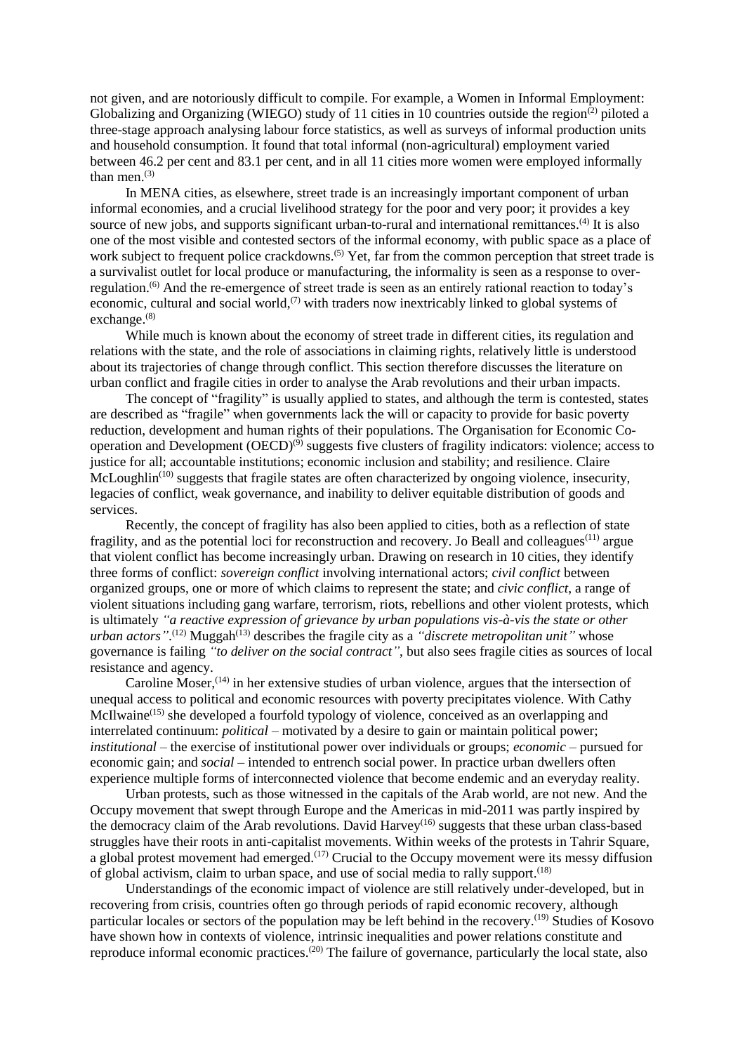not given, and are notoriously difficult to compile. For example, a Women in Informal Employment: Globalizing and Organizing (WIEGO) study of 11 cities in 10 countries outside the region[2] piloted a three-stage approach analysing labour force statistics, as well as surveys of informal production units and household consumption. It found that total informal (non-agricultural) employment varied between 46.2 per cent and 83.1 per cent, and in all 11 cities more women were employed informally than men.[3]

In MENA cities, as elsewhere, street trade is an increasingly important component of urban informal economies, and a crucial livelihood strategy for the poor and very poor; it provides a key source of new jobs, and supports significant urban-to-rural and international remittances.[4] It is also one of the most visible and contested sectors of the informal economy, with public space as a place of work subject to frequent police crackdowns.[5] Yet, far from the common perception that street trade is a survivalist outlet for local produce or manufacturing, the informality is seen as a response to over-regulation.[6] And the re-emergence of street trade is seen as an entirely rational reaction to today's economic, cultural and social world,[7] with traders now inextricably linked to global systems of exchange.[8]

While much is known about the economy of street trade in different cities, its regulation and relations with the state, and the role of associations in claiming rights, relatively little is understood about its trajectories of change through conflict. This section therefore discusses the literature on urban conflict and fragile cities in order to analyse the Arab revolutions and their urban impacts.

The concept of "fragility" is usually applied to states, and although the term is contested, states are described as "fragile" when governments lack the will or capacity to provide for basic poverty reduction, development and human rights of their populations. The Organisation for Economic Co-operation and Development (OECD)[9] suggests five clusters of fragility indicators: violence; access to justice for all; accountable institutions; economic inclusion and stability; and resilience. Claire McLoughlin[10] suggests that fragile states are often characterized by ongoing violence, insecurity, legacies of conflict, weak governance, and inability to deliver equitable distribution of goods and services.

Recently, the concept of fragility has also been applied to cities, both as a reflection of state fragility, and as the potential loci for reconstruction and recovery. Jo Beall and colleagues[11] argue that violent conflict has become increasingly urban. Drawing on research in 10 cities, they identify three forms of conflict: *sovereign conflict* involving international actors; *civil conflict* between organized groups, one or more of which claims to represent the state; and *civic conflict*, a range of violent situations including gang warfare, terrorism, riots, rebellions and other violent protests, which is ultimately *"a reactive expression of grievance by urban populations vis-à-vis the state or other urban actors"*.[12] Muggah[13] describes the fragile city as a *"discrete metropolitan unit"* whose governance is failing *"to deliver on the social contract"*, but also sees fragile cities as sources of local resistance and agency.

Caroline Moser,[14] in her extensive studies of urban violence, argues that the intersection of unequal access to political and economic resources with poverty precipitates violence. With Cathy McIlwaine[15] she developed a fourfold typology of violence, conceived as an overlapping and interrelated continuum: *political* – motivated by a desire to gain or maintain political power; *institutional* – the exercise of institutional power over individuals or groups; *economic* – pursued for economic gain; and *social* – intended to entrench social power. In practice urban dwellers often experience multiple forms of interconnected violence that become endemic and an everyday reality.

Urban protests, such as those witnessed in the capitals of the Arab world, are not new. And the Occupy movement that swept through Europe and the Americas in mid-2011 was partly inspired by the democracy claim of the Arab revolutions. David Harvey[16] suggests that these urban class-based struggles have their roots in anti-capitalist movements. Within weeks of the protests in Tahrir Square, a global protest movement had emerged.[17] Crucial to the Occupy movement were its messy diffusion of global activism, claim to urban space, and use of social media to rally support.[18]

Understandings of the economic impact of violence are still relatively under-developed, but in recovering from crisis, countries often go through periods of rapid economic recovery, although particular locales or sectors of the population may be left behind in the recovery.[19] Studies of Kosovo have shown how in contexts of violence, intrinsic inequalities and power relations constitute and reproduce informal economic practices.[20] The failure of governance, particularly the local state, also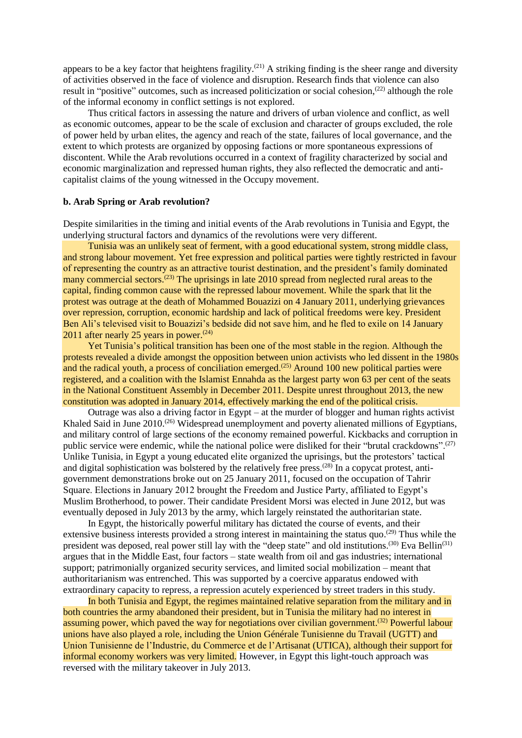appears to be a key factor that heightens fragility.[21] A striking finding is the sheer range and diversity of activities observed in the face of violence and disruption. Research finds that violence can also result in "positive" outcomes, such as increased politicization or social cohesion,[22] although the role of the informal economy in conflict settings is not explored.

Thus critical factors in assessing the nature and drivers of urban violence and conflict, as well as economic outcomes, appear to be the scale of exclusion and character of groups excluded, the role of power held by urban elites, the agency and reach of the state, failures of local governance, and the extent to which protests are organized by opposing factions or more spontaneous expressions of discontent. While the Arab revolutions occurred in a context of fragility characterized by social and economic marginalization and repressed human rights, they also reflected the democratic and anti-capitalist claims of the young witnessed in the Occupy movement.

**b. Arab Spring or Arab revolution?**

Despite similarities in the timing and initial events of the Arab revolutions in Tunisia and Egypt, the underlying structural factors and dynamics of the revolutions were very different.

Tunisia was an unlikely seat of ferment, with a good educational system, strong middle class, and strong labour movement. Yet free expression and political parties were tightly restricted in favour of representing the country as an attractive tourist destination, and the president's family dominated many commercial sectors.[23] The uprisings in late 2010 spread from neglected rural areas to the capital, finding common cause with the repressed labour movement. While the spark that lit the protest was outrage at the death of Mohammed Bouazizi on 4 January 2011, underlying grievances over repression, corruption, economic hardship and lack of political freedoms were key. President Ben Ali's televised visit to Bouazizi's bedside did not save him, and he fled to exile on 14 January 2011 after nearly 25 years in power.[24]

Yet Tunisia's political transition has been one of the most stable in the region. Although the protests revealed a divide amongst the opposition between union activists who led dissent in the 1980s and the radical youth, a process of conciliation emerged.[25] Around 100 new political parties were registered, and a coalition with the Islamist Ennahda as the largest party won 63 per cent of the seats in the National Constituent Assembly in December 2011. Despite unrest throughout 2013, the new constitution was adopted in January 2014, effectively marking the end of the political crisis.

Outrage was also a driving factor in Egypt – at the murder of blogger and human rights activist Khaled Said in June 2010.[26] Widespread unemployment and poverty alienated millions of Egyptians, and military control of large sections of the economy remained powerful. Kickbacks and corruption in public service were endemic, while the national police were disliked for their "brutal crackdowns".[27] Unlike Tunisia, in Egypt a young educated elite organized the uprisings, but the protestors' tactical and digital sophistication was bolstered by the relatively free press.[28] In a copycat protest, anti-government demonstrations broke out on 25 January 2011, focused on the occupation of Tahrir Square. Elections in January 2012 brought the Freedom and Justice Party, affiliated to Egypt's Muslim Brotherhood, to power. Their candidate President Morsi was elected in June 2012, but was eventually deposed in July 2013 by the army, which largely reinstated the authoritarian state.

In Egypt, the historically powerful military has dictated the course of events, and their extensive business interests provided a strong interest in maintaining the status quo.[29] Thus while the president was deposed, real power still lay with the "deep state" and old institutions.[30] Eva Bellin[31] argues that in the Middle East, four factors – state wealth from oil and gas industries; international support; patrimonially organized security services, and limited social mobilization – meant that authoritarianism was entrenched. This was supported by a coercive apparatus endowed with extraordinary capacity to repress, a repression acutely experienced by street traders in this study.

In both Tunisia and Egypt, the regimes maintained relative separation from the military and in both countries the army abandoned their president, but in Tunisia the military had no interest in assuming power, which paved the way for negotiations over civilian government.[32] Powerful labour unions have also played a role, including the Union Générale Tunisienne du Travail (UGTT) and Union Tunisienne de l'Industrie, du Commerce et de l'Artisanat (UTICA), although their support for informal economy workers was very limited. However, in Egypt this light-touch approach was reversed with the military takeover in July 2013.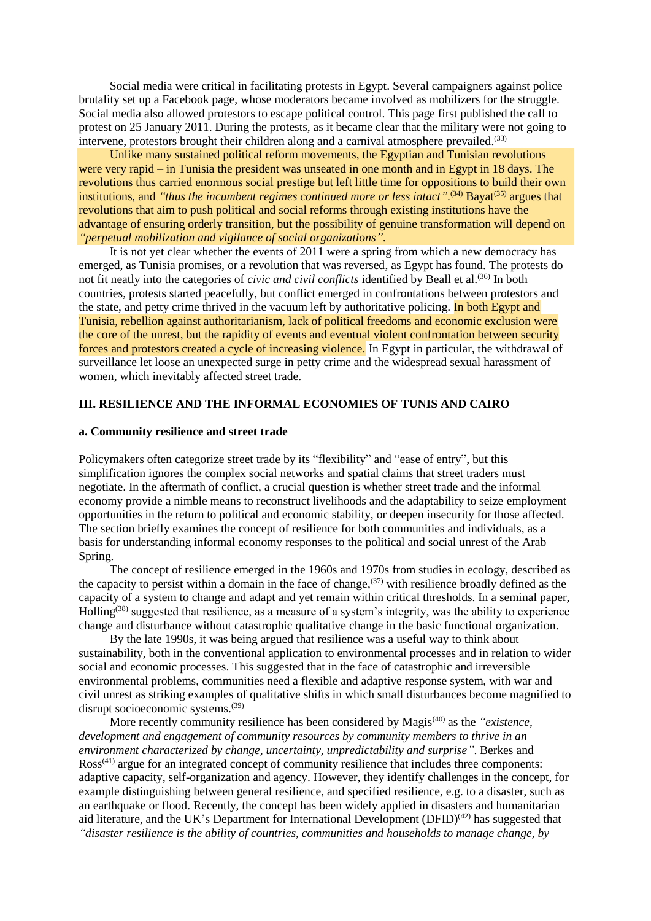Social media were critical in facilitating protests in Egypt. Several campaigners against police brutality set up a Facebook page, whose moderators became involved as mobilizers for the struggle. Social media also allowed protestors to escape political control. This page first published the call to protest on 25 January 2011. During the protests, as it became clear that the military were not going to intervene, protestors brought their children along and a carnival atmosphere prevailed.[33]

Unlike many sustained political reform movements, the Egyptian and Tunisian revolutions were very rapid – in Tunisia the president was unseated in one month and in Egypt in 18 days. The revolutions thus carried enormous social prestige but left little time for oppositions to build their own institutions, and *"thus the incumbent regimes continued more or less intact"*.[34] Bayat[35] argues that revolutions that aim to push political and social reforms through existing institutions have the advantage of ensuring orderly transition, but the possibility of genuine transformation will depend on *"perpetual mobilization and vigilance of social organizations"*.

It is not yet clear whether the events of 2011 were a spring from which a new democracy has emerged, as Tunisia promises, or a revolution that was reversed, as Egypt has found. The protests do not fit neatly into the categories of *civic and civil conflicts* identified by Beall et al.[36] In both countries, protests started peacefully, but conflict emerged in confrontations between protestors and the state, and petty crime thrived in the vacuum left by authoritative policing. In both Egypt and Tunisia, rebellion against authoritarianism, lack of political freedoms and economic exclusion were the core of the unrest, but the rapidity of events and eventual violent confrontation between security forces and protestors created a cycle of increasing violence. In Egypt in particular, the withdrawal of surveillance let loose an unexpected surge in petty crime and the widespread sexual harassment of women, which inevitably affected street trade.

## III. RESILIENCE AND THE INFORMAL ECONOMIES OF TUNIS AND CAIRO

### a. Community resilience and street trade

Policymakers often categorize street trade by its "flexibility" and "ease of entry", but this simplification ignores the complex social networks and spatial claims that street traders must negotiate. In the aftermath of conflict, a crucial question is whether street trade and the informal economy provide a nimble means to reconstruct livelihoods and the adaptability to seize employment opportunities in the return to political and economic stability, or deepen insecurity for those affected. The section briefly examines the concept of resilience for both communities and individuals, as a basis for understanding informal economy responses to the political and social unrest of the Arab Spring.

The concept of resilience emerged in the 1960s and 1970s from studies in ecology, described as the capacity to persist within a domain in the face of change,[37] with resilience broadly defined as the capacity of a system to change and adapt and yet remain within critical thresholds. In a seminal paper, Holling[38] suggested that resilience, as a measure of a system's integrity, was the ability to experience change and disturbance without catastrophic qualitative change in the basic functional organization.

By the late 1990s, it was being argued that resilience was a useful way to think about sustainability, both in the conventional application to environmental processes and in relation to wider social and economic processes. This suggested that in the face of catastrophic and irreversible environmental problems, communities need a flexible and adaptive response system, with war and civil unrest as striking examples of qualitative shifts in which small disturbances become magnified to disrupt socioeconomic systems.[39]

More recently community resilience has been considered by Magis[40] as the *"existence, development and engagement of community resources by community members to thrive in an environment characterized by change, uncertainty, unpredictability and surprise"*. Berkes and Ross[41] argue for an integrated concept of community resilience that includes three components: adaptive capacity, self-organization and agency. However, they identify challenges in the concept, for example distinguishing between general resilience, and specified resilience, e.g. to a disaster, such as an earthquake or flood. Recently, the concept has been widely applied in disasters and humanitarian aid literature, and the UK's Department for International Development (DFID)[42] has suggested that *"disaster resilience is the ability of countries, communities and households to manage change, by*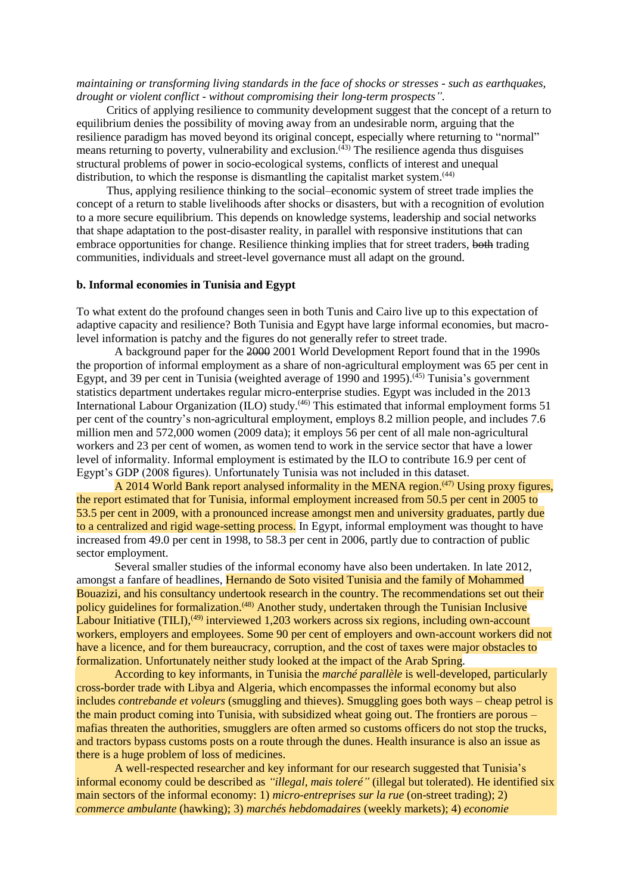*maintaining or transforming living standards in the face of shocks or stresses - such as earthquakes, drought or violent conflict - without compromising their long-term prospects".*

Critics of applying resilience to community development suggest that the concept of a return to equilibrium denies the possibility of moving away from an undesirable norm, arguing that the resilience paradigm has moved beyond its original concept, especially where returning to "normal" means returning to poverty, vulnerability and exclusion.[(43)] The resilience agenda thus disguises structural problems of power in socio-ecological systems, conflicts of interest and unequal distribution, to which the response is dismantling the capitalist market system.[(44)]

Thus, applying resilience thinking to the social–economic system of street trade implies the concept of a return to stable livelihoods after shocks or disasters, but with a recognition of evolution to a more secure equilibrium. This depends on knowledge systems, leadership and social networks that shape adaptation to the post-disaster reality, in parallel with responsive institutions that can embrace opportunities for change. Resilience thinking implies that for street traders, ~~both~~ trading communities, individuals and street-level governance must all adapt on the ground.

**b. Informal economies in Tunisia and Egypt**

To what extent do the profound changes seen in both Tunis and Cairo live up to this expectation of adaptive capacity and resilience? Both Tunisia and Egypt have large informal economies, but macro-level information is patchy and the figures do not generally refer to street trade.

A background paper for the ~~2000~~ 2001 World Development Report found that in the 1990s the proportion of informal employment as a share of non-agricultural employment was 65 per cent in Egypt, and 39 per cent in Tunisia (weighted average of 1990 and 1995).[(45)] Tunisia's government statistics department undertakes regular micro-enterprise studies. Egypt was included in the 2013 International Labour Organization (ILO) study.[(46)] This estimated that informal employment forms 51 per cent of the country's non-agricultural employment, employs 8.2 million people, and includes 7.6 million men and 572,000 women (2009 data); it employs 56 per cent of all male non-agricultural workers and 23 per cent of women, as women tend to work in the service sector that have a lower level of informality. Informal employment is estimated by the ILO to contribute 16.9 per cent of Egypt's GDP (2008 figures). Unfortunately Tunisia was not included in this dataset.

A 2014 World Bank report analysed informality in the MENA region.[(47)] Using proxy figures, the report estimated that for Tunisia, informal employment increased from 50.5 per cent in 2005 to 53.5 per cent in 2009, with a pronounced increase amongst men and university graduates, partly due to a centralized and rigid wage-setting process. In Egypt, informal employment was thought to have increased from 49.0 per cent in 1998, to 58.3 per cent in 2006, partly due to contraction of public sector employment.

Several smaller studies of the informal economy have also been undertaken. In late 2012, amongst a fanfare of headlines, Hernando de Soto visited Tunisia and the family of Mohammed Bouazizi, and his consultancy undertook research in the country. The recommendations set out their policy guidelines for formalization.[(48)] Another study, undertaken through the Tunisian Inclusive Labour Initiative (TILI),[(49)] interviewed 1,203 workers across six regions, including own-account workers, employers and employees. Some 90 per cent of employers and own-account workers did not have a licence, and for them bureaucracy, corruption, and the cost of taxes were major obstacles to formalization. Unfortunately neither study looked at the impact of the Arab Spring.

According to key informants, in Tunisia the *marché parallèle* is well-developed, particularly cross-border trade with Libya and Algeria, which encompasses the informal economy but also includes *contrebande et voleurs* (smuggling and thieves). Smuggling goes both ways – cheap petrol is the main product coming into Tunisia, with subsidized wheat going out. The frontiers are porous – mafias threaten the authorities, smugglers are often armed so customs officers do not stop the trucks, and tractors bypass customs posts on a route through the dunes. Health insurance is also an issue as there is a huge problem of loss of medicines.

A well-respected researcher and key informant for our research suggested that Tunisia's informal economy could be described as *"illegal, mais toleré"* (illegal but tolerated). He identified six main sectors of the informal economy: 1) *micro-entreprises sur la rue* (on-street trading); 2) *commerce ambulante* (hawking); 3) *marchés hebdomadaires* (weekly markets); 4) *economie*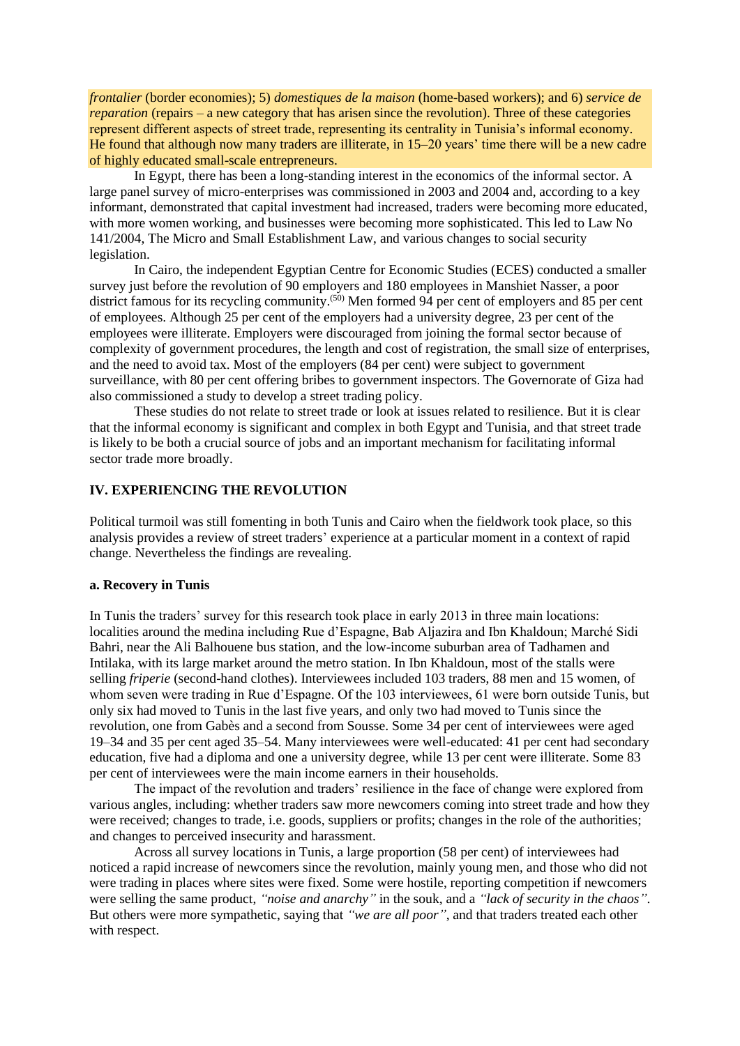*frontalier* (border economies); 5) *domestiques de la maison* (home-based workers); and 6) *service de reparation* (repairs – a new category that has arisen since the revolution). Three of these categories represent different aspects of street trade, representing its centrality in Tunisia's informal economy. He found that although now many traders are illiterate, in 15–20 years' time there will be a new cadre of highly educated small-scale entrepreneurs.

In Egypt, there has been a long-standing interest in the economics of the informal sector. A large panel survey of micro-enterprises was commissioned in 2003 and 2004 and, according to a key informant, demonstrated that capital investment had increased, traders were becoming more educated, with more women working, and businesses were becoming more sophisticated. This led to Law No 141/2004, The Micro and Small Establishment Law, and various changes to social security legislation.

In Cairo, the independent Egyptian Centre for Economic Studies (ECES) conducted a smaller survey just before the revolution of 90 employers and 180 employees in Manshiet Nasser, a poor district famous for its recycling community.[50] Men formed 94 per cent of employers and 85 per cent of employees. Although 25 per cent of the employers had a university degree, 23 per cent of the employees were illiterate. Employers were discouraged from joining the formal sector because of complexity of government procedures, the length and cost of registration, the small size of enterprises, and the need to avoid tax. Most of the employers (84 per cent) were subject to government surveillance, with 80 per cent offering bribes to government inspectors. The Governorate of Giza had also commissioned a study to develop a street trading policy.

These studies do not relate to street trade or look at issues related to resilience. But it is clear that the informal economy is significant and complex in both Egypt and Tunisia, and that street trade is likely to be both a crucial source of jobs and an important mechanism for facilitating informal sector trade more broadly.

## IV. EXPERIENCING THE REVOLUTION

Political turmoil was still fomenting in both Tunis and Cairo when the fieldwork took place, so this analysis provides a review of street traders' experience at a particular moment in a context of rapid change. Nevertheless the findings are revealing.

### a. Recovery in Tunis

In Tunis the traders' survey for this research took place in early 2013 in three main locations: localities around the medina including Rue d'Espagne, Bab Aljazira and Ibn Khaldoun; Marché Sidi Bahri, near the Ali Balhouene bus station, and the low-income suburban area of Tadhamen and Intilaka, with its large market around the metro station. In Ibn Khaldoun, most of the stalls were selling *friperie* (second-hand clothes). Interviewees included 103 traders, 88 men and 15 women, of whom seven were trading in Rue d'Espagne. Of the 103 interviewees, 61 were born outside Tunis, but only six had moved to Tunis in the last five years, and only two had moved to Tunis since the revolution, one from Gabès and a second from Sousse. Some 34 per cent of interviewees were aged 19–34 and 35 per cent aged 35–54. Many interviewees were well-educated: 41 per cent had secondary education, five had a diploma and one a university degree, while 13 per cent were illiterate. Some 83 per cent of interviewees were the main income earners in their households.

The impact of the revolution and traders' resilience in the face of change were explored from various angles, including: whether traders saw more newcomers coming into street trade and how they were received; changes to trade, i.e. goods, suppliers or profits; changes in the role of the authorities; and changes to perceived insecurity and harassment.

Across all survey locations in Tunis, a large proportion (58 per cent) of interviewees had noticed a rapid increase of newcomers since the revolution, mainly young men, and those who did not were trading in places where sites were fixed. Some were hostile, reporting competition if newcomers were selling the same product, *"noise and anarchy"* in the souk, and a *"lack of security in the chaos"*. But others were more sympathetic, saying that *"we are all poor"*, and that traders treated each other with respect.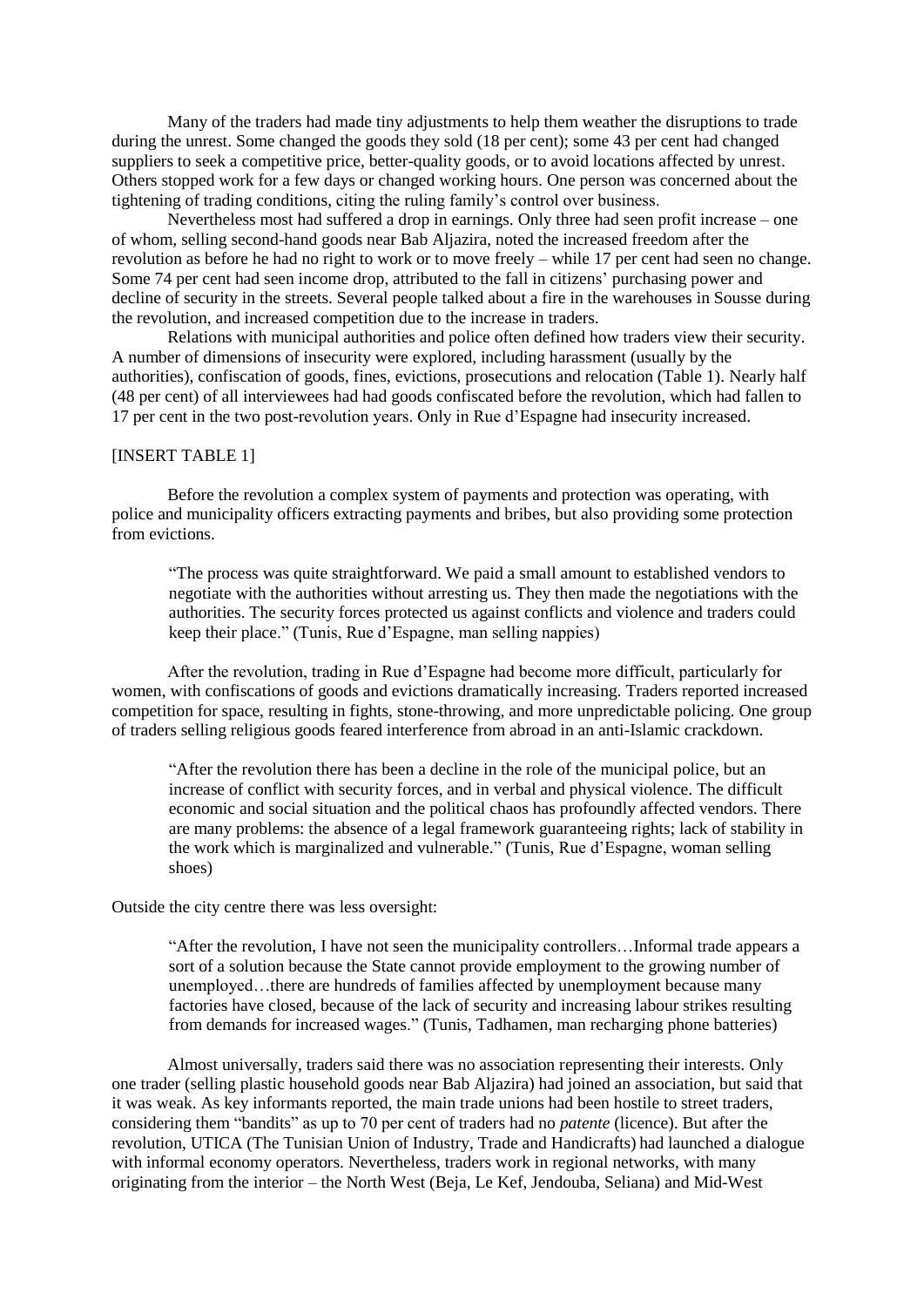Many of the traders had made tiny adjustments to help them weather the disruptions to trade during the unrest. Some changed the goods they sold (18 per cent); some 43 per cent had changed suppliers to seek a competitive price, better-quality goods, or to avoid locations affected by unrest. Others stopped work for a few days or changed working hours. One person was concerned about the tightening of trading conditions, citing the ruling family's control over business.

Nevertheless most had suffered a drop in earnings. Only three had seen profit increase – one of whom, selling second-hand goods near Bab Aljazira, noted the increased freedom after the revolution as before he had no right to work or to move freely – while 17 per cent had seen no change. Some 74 per cent had seen income drop, attributed to the fall in citizens' purchasing power and decline of security in the streets. Several people talked about a fire in the warehouses in Sousse during the revolution, and increased competition due to the increase in traders.

Relations with municipal authorities and police often defined how traders view their security. A number of dimensions of insecurity were explored, including harassment (usually by the authorities), confiscation of goods, fines, evictions, prosecutions and relocation (Table 1). Nearly half (48 per cent) of all interviewees had had goods confiscated before the revolution, which had fallen to 17 per cent in the two post-revolution years. Only in Rue d'Espagne had insecurity increased.

[INSERT TABLE 1]

Before the revolution a complex system of payments and protection was operating, with police and municipality officers extracting payments and bribes, but also providing some protection from evictions.

> "The process was quite straightforward. We paid a small amount to established vendors to negotiate with the authorities without arresting us. They then made the negotiations with the authorities. The security forces protected us against conflicts and violence and traders could keep their place." (Tunis, Rue d'Espagne, man selling nappies)

After the revolution, trading in Rue d'Espagne had become more difficult, particularly for women, with confiscations of goods and evictions dramatically increasing. Traders reported increased competition for space, resulting in fights, stone-throwing, and more unpredictable policing. One group of traders selling religious goods feared interference from abroad in an anti-Islamic crackdown.

> "After the revolution there has been a decline in the role of the municipal police, but an increase of conflict with security forces, and in verbal and physical violence. The difficult economic and social situation and the political chaos has profoundly affected vendors. There are many problems: the absence of a legal framework guaranteeing rights; lack of stability in the work which is marginalized and vulnerable." (Tunis, Rue d'Espagne, woman selling shoes)

Outside the city centre there was less oversight:

> "After the revolution, I have not seen the municipality controllers…Informal trade appears a sort of a solution because the State cannot provide employment to the growing number of unemployed…there are hundreds of families affected by unemployment because many factories have closed, because of the lack of security and increasing labour strikes resulting from demands for increased wages." (Tunis, Tadhamen, man recharging phone batteries)

Almost universally, traders said there was no association representing their interests. Only one trader (selling plastic household goods near Bab Aljazira) had joined an association, but said that it was weak. As key informants reported, the main trade unions had been hostile to street traders, considering them "bandits" as up to 70 per cent of traders had no *patente* (licence). But after the revolution, UTICA (The Tunisian Union of Industry, Trade and Handicrafts) had launched a dialogue with informal economy operators. Nevertheless, traders work in regional networks, with many originating from the interior – the North West (Beja, Le Kef, Jendouba, Seliana) and Mid-West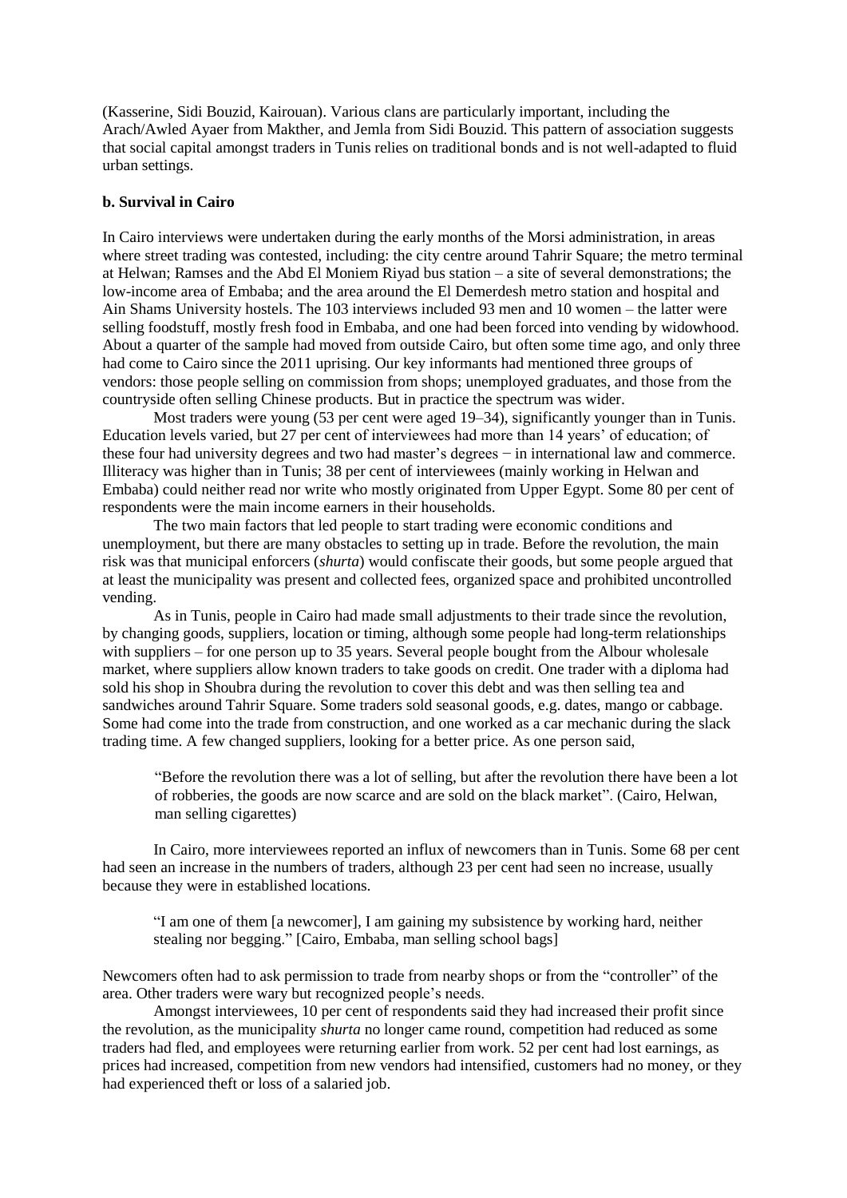(Kasserine, Sidi Bouzid, Kairouan). Various clans are particularly important, including the Arach/Awled Ayaer from Makther, and Jemla from Sidi Bouzid. This pattern of association suggests that social capital amongst traders in Tunis relies on traditional bonds and is not well-adapted to fluid urban settings.

### b. Survival in Cairo

In Cairo interviews were undertaken during the early months of the Morsi administration, in areas where street trading was contested, including: the city centre around Tahrir Square; the metro terminal at Helwan; Ramses and the Abd El Moniem Riyad bus station – a site of several demonstrations; the low-income area of Embaba; and the area around the El Demerdesh metro station and hospital and Ain Shams University hostels. The 103 interviews included 93 men and 10 women – the latter were selling foodstuff, mostly fresh food in Embaba, and one had been forced into vending by widowhood. About a quarter of the sample had moved from outside Cairo, but often some time ago, and only three had come to Cairo since the 2011 uprising. Our key informants had mentioned three groups of vendors: those people selling on commission from shops; unemployed graduates, and those from the countryside often selling Chinese products. But in practice the spectrum was wider.

Most traders were young (53 per cent were aged 19–34), significantly younger than in Tunis. Education levels varied, but 27 per cent of interviewees had more than 14 years' of education; of these four had university degrees and two had master's degrees − in international law and commerce. Illiteracy was higher than in Tunis; 38 per cent of interviewees (mainly working in Helwan and Embaba) could neither read nor write who mostly originated from Upper Egypt. Some 80 per cent of respondents were the main income earners in their households.

The two main factors that led people to start trading were economic conditions and unemployment, but there are many obstacles to setting up in trade. Before the revolution, the main risk was that municipal enforcers (*shurta*) would confiscate their goods, but some people argued that at least the municipality was present and collected fees, organized space and prohibited uncontrolled vending.

As in Tunis, people in Cairo had made small adjustments to their trade since the revolution, by changing goods, suppliers, location or timing, although some people had long-term relationships with suppliers – for one person up to 35 years. Several people bought from the Albour wholesale market, where suppliers allow known traders to take goods on credit. One trader with a diploma had sold his shop in Shoubra during the revolution to cover this debt and was then selling tea and sandwiches around Tahrir Square. Some traders sold seasonal goods, e.g. dates, mango or cabbage. Some had come into the trade from construction, and one worked as a car mechanic during the slack trading time. A few changed suppliers, looking for a better price. As one person said,

> "Before the revolution there was a lot of selling, but after the revolution there have been a lot of robberies, the goods are now scarce and are sold on the black market". (Cairo, Helwan, man selling cigarettes)

In Cairo, more interviewees reported an influx of newcomers than in Tunis. Some 68 per cent had seen an increase in the numbers of traders, although 23 per cent had seen no increase, usually because they were in established locations.

> "I am one of them [a newcomer], I am gaining my subsistence by working hard, neither stealing nor begging." [Cairo, Embaba, man selling school bags]

Newcomers often had to ask permission to trade from nearby shops or from the "controller" of the area. Other traders were wary but recognized people's needs.

Amongst interviewees, 10 per cent of respondents said they had increased their profit since the revolution, as the municipality *shurta* no longer came round, competition had reduced as some traders had fled, and employees were returning earlier from work. 52 per cent had lost earnings, as prices had increased, competition from new vendors had intensified, customers had no money, or they had experienced theft or loss of a salaried job.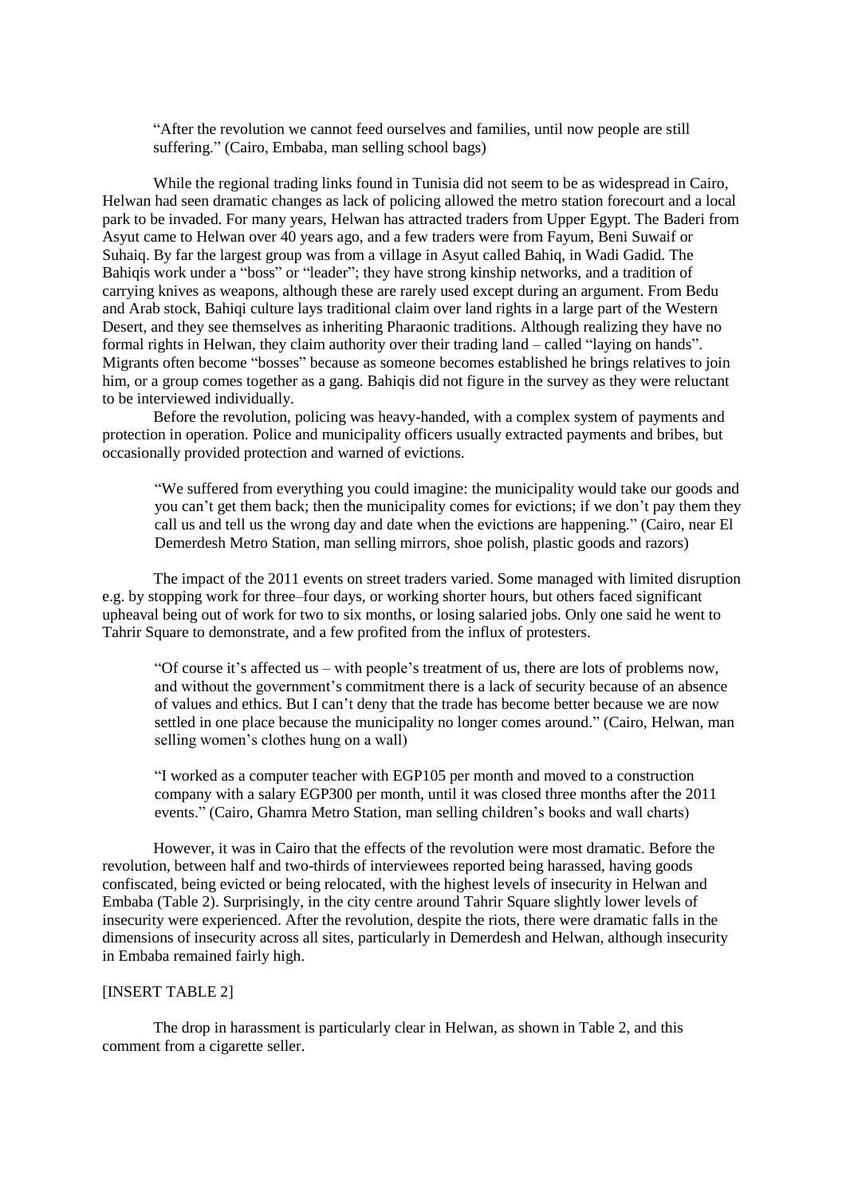> “After the revolution we cannot feed ourselves and families, until now people are still suffering.” (Cairo, Embaba, man selling school bags)

While the regional trading links found in Tunisia did not seem to be as widespread in Cairo, Helwan had seen dramatic changes as lack of policing allowed the metro station forecourt and a local park to be invaded. For many years, Helwan has attracted traders from Upper Egypt. The Baderi from Asyut came to Helwan over 40 years ago, and a few traders were from Fayum, Beni Suwaif or Suhaiq. By far the largest group was from a village in Asyut called Bahiq, in Wadi Gadid. The Bahiqis work under a “boss” or “leader”; they have strong kinship networks, and a tradition of carrying knives as weapons, although these are rarely used except during an argument. From Bedu and Arab stock, Bahiqi culture lays traditional claim over land rights in a large part of the Western Desert, and they see themselves as inheriting Pharaonic traditions. Although realizing they have no formal rights in Helwan, they claim authority over their trading land – called “laying on hands”. Migrants often become “bosses” because as someone becomes established he brings relatives to join him, or a group comes together as a gang. Bahiqis did not figure in the survey as they were reluctant to be interviewed individually.

Before the revolution, policing was heavy-handed, with a complex system of payments and protection in operation. Police and municipality officers usually extracted payments and bribes, but occasionally provided protection and warned of evictions.

> “We suffered from everything you could imagine: the municipality would take our goods and you can’t get them back; then the municipality comes for evictions; if we don’t pay them they call us and tell us the wrong day and date when the evictions are happening.” (Cairo, near El Demerdesh Metro Station, man selling mirrors, shoe polish, plastic goods and razors)

The impact of the 2011 events on street traders varied. Some managed with limited disruption e.g. by stopping work for three–four days, or working shorter hours, but others faced significant upheaval being out of work for two to six months, or losing salaried jobs. Only one said he went to Tahrir Square to demonstrate, and a few profited from the influx of protesters.

> “Of course it’s affected us – with people’s treatment of us, there are lots of problems now, and without the government’s commitment there is a lack of security because of an absence of values and ethics. But I can’t deny that the trade has become better because we are now settled in one place because the municipality no longer comes around.” (Cairo, Helwan, man selling women’s clothes hung on a wall)

> “I worked as a computer teacher with EGP105 per month and moved to a construction company with a salary EGP300 per month, until it was closed three months after the 2011 events.” (Cairo, Ghamra Metro Station, man selling children’s books and wall charts)

However, it was in Cairo that the effects of the revolution were most dramatic. Before the revolution, between half and two-thirds of interviewees reported being harassed, having goods confiscated, being evicted or being relocated, with the highest levels of insecurity in Helwan and Embaba (Table 2). Surprisingly, in the city centre around Tahrir Square slightly lower levels of insecurity were experienced. After the revolution, despite the riots, there were dramatic falls in the dimensions of insecurity across all sites, particularly in Demerdesh and Helwan, although insecurity in Embaba remained fairly high.

[INSERT TABLE 2]

The drop in harassment is particularly clear in Helwan, as shown in Table 2, and this comment from a cigarette seller.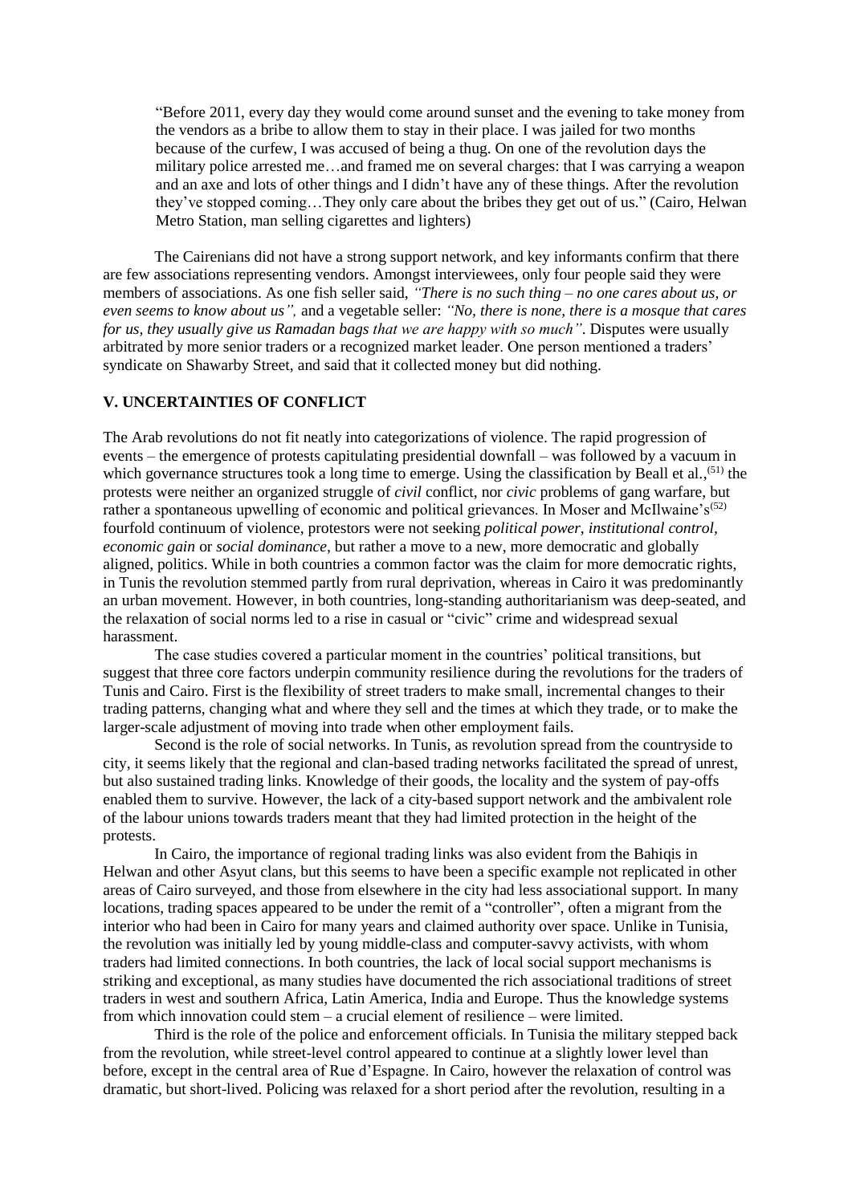"Before 2011, every day they would come around sunset and the evening to take money from the vendors as a bribe to allow them to stay in their place. I was jailed for two months because of the curfew, I was accused of being a thug. On one of the revolution days the military police arrested me…and framed me on several charges: that I was carrying a weapon and an axe and lots of other things and I didn't have any of these things. After the revolution they've stopped coming…They only care about the bribes they get out of us." (Cairo, Helwan Metro Station, man selling cigarettes and lighters)

The Cairenians did not have a strong support network, and key informants confirm that there are few associations representing vendors. Amongst interviewees, only four people said they were members of associations. As one fish seller said, *"There is no such thing – no one cares about us, or even seems to know about us",* and a vegetable seller: *"No, there is none, there is a mosque that cares for us, they usually give us Ramadan bags that we are happy with so much"*. Disputes were usually arbitrated by more senior traders or a recognized market leader. One person mentioned a traders' syndicate on Shawarby Street, and said that it collected money but did nothing.

## V. UNCERTAINTIES OF CONFLICT

The Arab revolutions do not fit neatly into categorizations of violence. The rapid progression of events – the emergence of protests capitulating presidential downfall – was followed by a vacuum in which governance structures took a long time to emerge. Using the classification by Beall et al.,[(51)] the protests were neither an organized struggle of *civil* conflict, nor *civic* problems of gang warfare, but rather a spontaneous upwelling of economic and political grievances. In Moser and McIlwaine's[(52)] fourfold continuum of violence, protestors were not seeking *political power, institutional control, economic gain* or *social dominance,* but rather a move to a new, more democratic and globally aligned, politics. While in both countries a common factor was the claim for more democratic rights, in Tunis the revolution stemmed partly from rural deprivation, whereas in Cairo it was predominantly an urban movement. However, in both countries, long-standing authoritarianism was deep-seated, and the relaxation of social norms led to a rise in casual or "civic" crime and widespread sexual harassment.

The case studies covered a particular moment in the countries' political transitions, but suggest that three core factors underpin community resilience during the revolutions for the traders of Tunis and Cairo. First is the flexibility of street traders to make small, incremental changes to their trading patterns, changing what and where they sell and the times at which they trade, or to make the larger-scale adjustment of moving into trade when other employment fails.

Second is the role of social networks. In Tunis, as revolution spread from the countryside to city, it seems likely that the regional and clan-based trading networks facilitated the spread of unrest, but also sustained trading links. Knowledge of their goods, the locality and the system of pay-offs enabled them to survive. However, the lack of a city-based support network and the ambivalent role of the labour unions towards traders meant that they had limited protection in the height of the protests.

In Cairo, the importance of regional trading links was also evident from the Bahiqis in Helwan and other Asyut clans, but this seems to have been a specific example not replicated in other areas of Cairo surveyed, and those from elsewhere in the city had less associational support. In many locations, trading spaces appeared to be under the remit of a "controller", often a migrant from the interior who had been in Cairo for many years and claimed authority over space. Unlike in Tunisia, the revolution was initially led by young middle-class and computer-savvy activists, with whom traders had limited connections. In both countries, the lack of local social support mechanisms is striking and exceptional, as many studies have documented the rich associational traditions of street traders in west and southern Africa, Latin America, India and Europe. Thus the knowledge systems from which innovation could stem – a crucial element of resilience – were limited.

Third is the role of the police and enforcement officials. In Tunisia the military stepped back from the revolution, while street-level control appeared to continue at a slightly lower level than before, except in the central area of Rue d'Espagne. In Cairo, however the relaxation of control was dramatic, but short-lived. Policing was relaxed for a short period after the revolution, resulting in a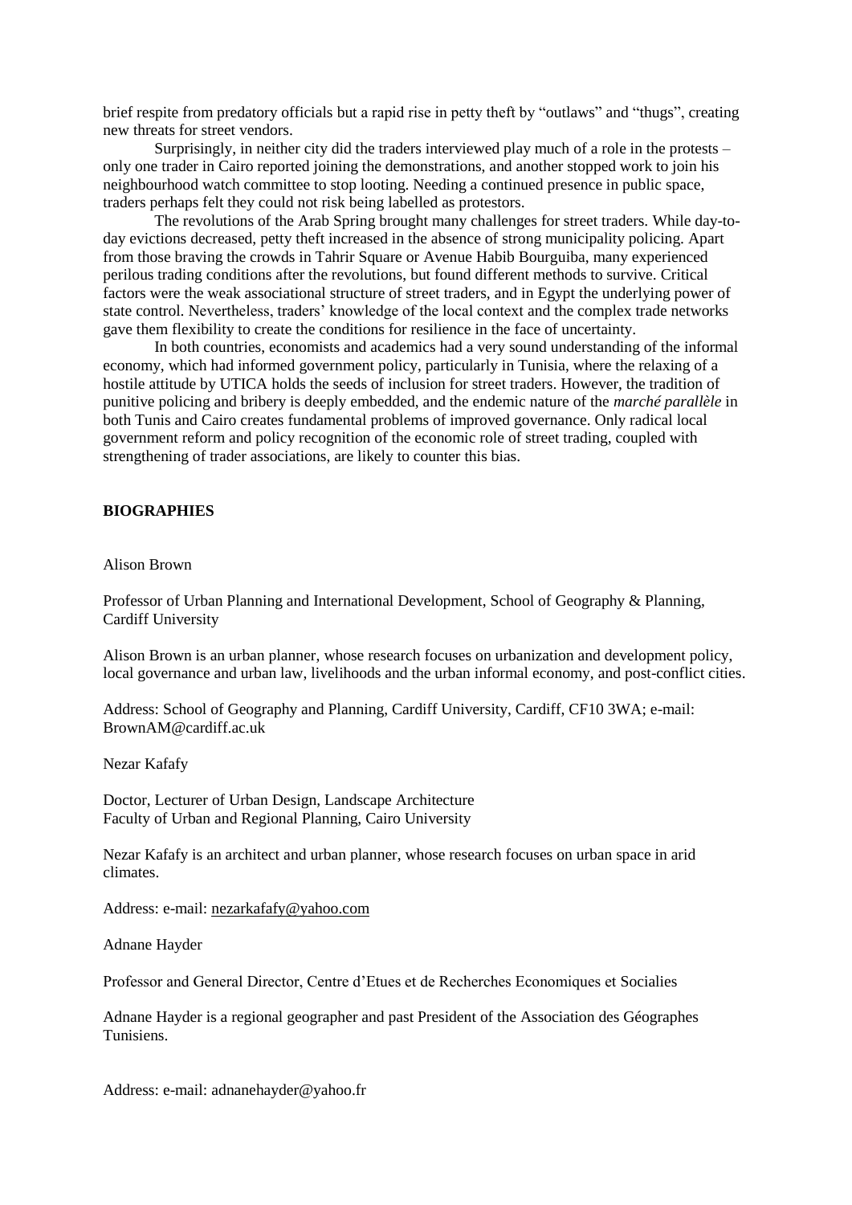brief respite from predatory officials but a rapid rise in petty theft by "outlaws" and "thugs", creating new threats for street vendors.

Surprisingly, in neither city did the traders interviewed play much of a role in the protests – only one trader in Cairo reported joining the demonstrations, and another stopped work to join his neighbourhood watch committee to stop looting. Needing a continued presence in public space, traders perhaps felt they could not risk being labelled as protestors.

The revolutions of the Arab Spring brought many challenges for street traders. While day-to-day evictions decreased, petty theft increased in the absence of strong municipality policing. Apart from those braving the crowds in Tahrir Square or Avenue Habib Bourguiba, many experienced perilous trading conditions after the revolutions, but found different methods to survive. Critical factors were the weak associational structure of street traders, and in Egypt the underlying power of state control. Nevertheless, traders' knowledge of the local context and the complex trade networks gave them flexibility to create the conditions for resilience in the face of uncertainty.

In both countries, economists and academics had a very sound understanding of the informal economy, which had informed government policy, particularly in Tunisia, where the relaxing of a hostile attitude by UTICA holds the seeds of inclusion for street traders. However, the tradition of punitive policing and bribery is deeply embedded, and the endemic nature of the *marché parallèle* in both Tunis and Cairo creates fundamental problems of improved governance. Only radical local government reform and policy recognition of the economic role of street trading, coupled with strengthening of trader associations, are likely to counter this bias.

## BIOGRAPHIES

Alison Brown

Professor of Urban Planning and International Development, School of Geography & Planning, Cardiff University

Alison Brown is an urban planner, whose research focuses on urbanization and development policy, local governance and urban law, livelihoods and the urban informal economy, and post-conflict cities.

Address: School of Geography and Planning, Cardiff University, Cardiff, CF10 3WA; e-mail: BrownAM@cardiff.ac.uk

Nezar Kafafy

Doctor, Lecturer of Urban Design, Landscape Architecture
Faculty of Urban and Regional Planning, Cairo University

Nezar Kafafy is an architect and urban planner, whose research focuses on urban space in arid climates.

Address: e-mail: nezarkafafy@yahoo.com

Adnane Hayder

Professor and General Director, Centre d'Etues et de Recherches Economiques et Socialies

Adnane Hayder is a regional geographer and past President of the Association des Géographes Tunisiens.

Address: e-mail: adnanehayder@yahoo.fr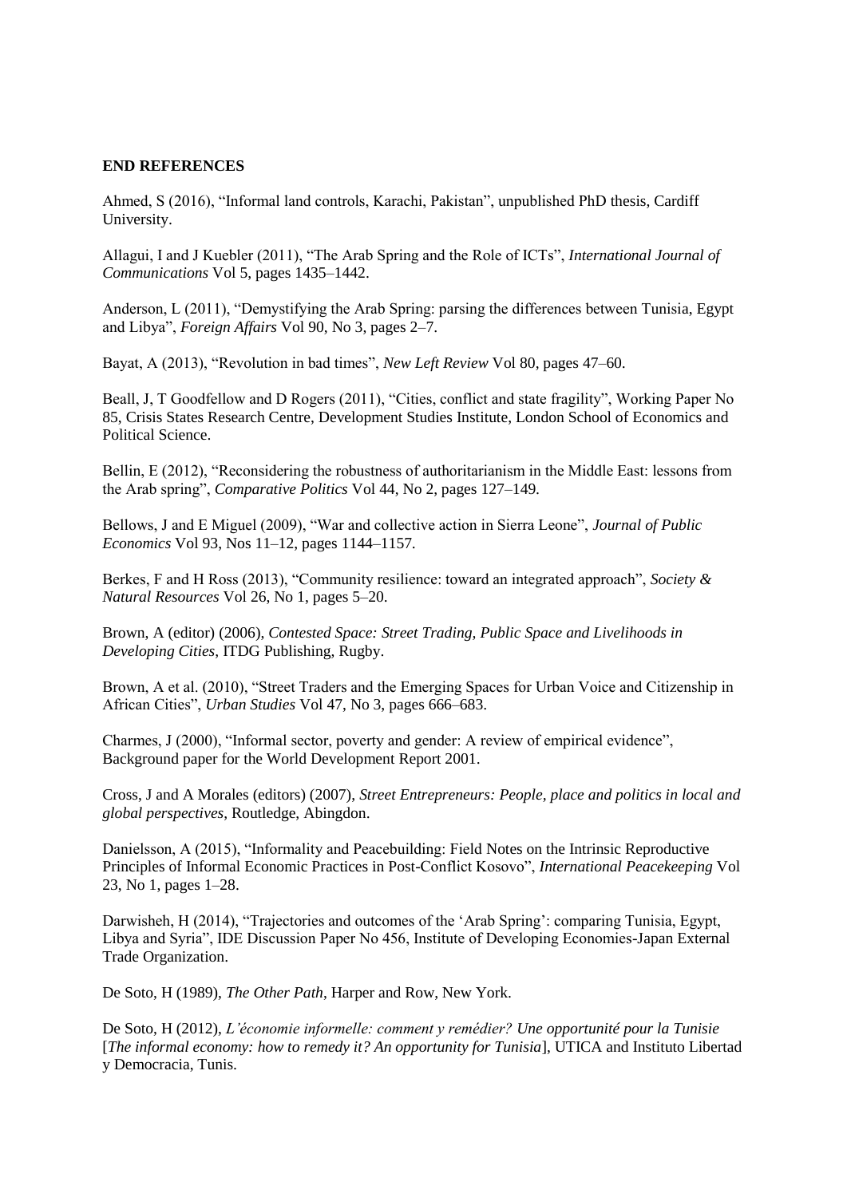**END REFERENCES**

Ahmed, S (2016), "Informal land controls, Karachi, Pakistan", unpublished PhD thesis, Cardiff University.

Allagui, I and J Kuebler (2011), "The Arab Spring and the Role of ICTs", *International Journal of Communications* Vol 5, pages 1435–1442.

Anderson, L (2011), "Demystifying the Arab Spring: parsing the differences between Tunisia, Egypt and Libya", *Foreign Affairs* Vol 90, No 3, pages 2–7.

Bayat, A (2013), "Revolution in bad times", *New Left Review* Vol 80, pages 47–60.

Beall, J, T Goodfellow and D Rogers (2011), "Cities, conflict and state fragility", Working Paper No 85, Crisis States Research Centre, Development Studies Institute, London School of Economics and Political Science.

Bellin, E (2012), "Reconsidering the robustness of authoritarianism in the Middle East: lessons from the Arab spring", *Comparative Politics* Vol 44, No 2, pages 127–149.

Bellows, J and E Miguel (2009), "War and collective action in Sierra Leone", *Journal of Public Economics* Vol 93, Nos 11–12, pages 1144–1157.

Berkes, F and H Ross (2013), "Community resilience: toward an integrated approach", *Society & Natural Resources* Vol 26, No 1, pages 5–20.

Brown, A (editor) (2006), *Contested Space: Street Trading, Public Space and Livelihoods in Developing Cities*, ITDG Publishing, Rugby.

Brown, A et al. (2010), "Street Traders and the Emerging Spaces for Urban Voice and Citizenship in African Cities", *Urban Studies* Vol 47, No 3, pages 666–683.

Charmes, J (2000), "Informal sector, poverty and gender: A review of empirical evidence", Background paper for the World Development Report 2001.

Cross, J and A Morales (editors) (2007), *Street Entrepreneurs: People, place and politics in local and global perspectives*, Routledge, Abingdon.

Danielsson, A (2015), "Informality and Peacebuilding: Field Notes on the Intrinsic Reproductive Principles of Informal Economic Practices in Post-Conflict Kosovo", *International Peacekeeping* Vol 23, No 1, pages 1–28.

Darwisheh, H (2014), "Trajectories and outcomes of the 'Arab Spring': comparing Tunisia, Egypt, Libya and Syria", IDE Discussion Paper No 456, Institute of Developing Economies-Japan External Trade Organization.

De Soto, H (1989), *The Other Path*, Harper and Row, New York.

De Soto, H (2012), *L'économie informelle: comment y remédier? Une opportunité pour la Tunisie* [*The informal economy: how to remedy it? An opportunity for Tunisia*], UTICA and Instituto Libertad y Democracia, Tunis.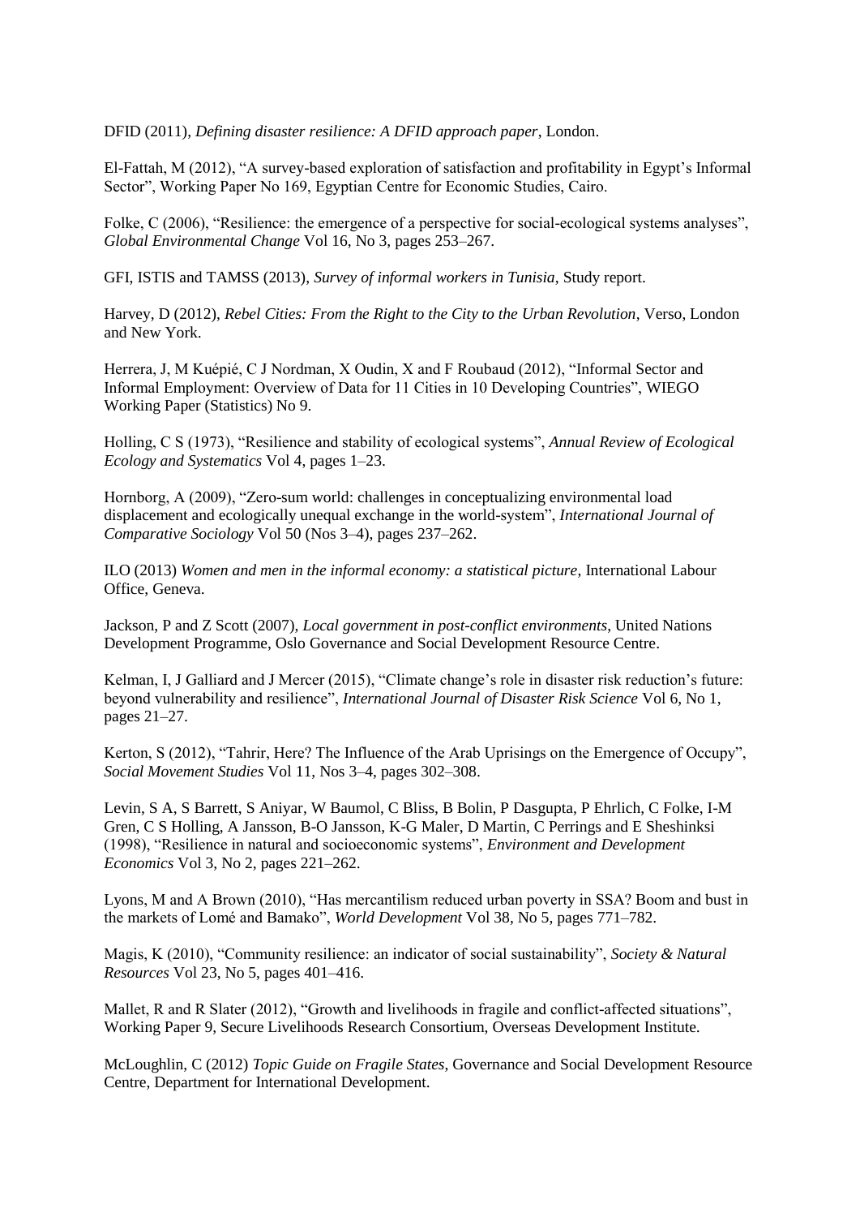DFID (2011), *Defining disaster resilience: A DFID approach paper*, London.

El-Fattah, M (2012), "A survey-based exploration of satisfaction and profitability in Egypt's Informal Sector", Working Paper No 169, Egyptian Centre for Economic Studies, Cairo.

Folke, C (2006), "Resilience: the emergence of a perspective for social-ecological systems analyses", *Global Environmental Change* Vol 16, No 3, pages 253–267.

GFI, ISTIS and TAMSS (2013), *Survey of informal workers in Tunisia*, Study report.

Harvey, D (2012), *Rebel Cities: From the Right to the City to the Urban Revolution*, Verso, London and New York.

Herrera, J, M Kuépié, C J Nordman, X Oudin, X and F Roubaud (2012), "Informal Sector and Informal Employment: Overview of Data for 11 Cities in 10 Developing Countries", WIEGO Working Paper (Statistics) No 9.

Holling, C S (1973), "Resilience and stability of ecological systems", *Annual Review of Ecological Ecology and Systematics* Vol 4, pages 1–23.

Hornborg, A (2009), "Zero-sum world: challenges in conceptualizing environmental load displacement and ecologically unequal exchange in the world-system", *International Journal of Comparative Sociology* Vol 50 (Nos 3–4), pages 237–262.

ILO (2013) *Women and men in the informal economy: a statistical picture*, International Labour Office, Geneva.

Jackson, P and Z Scott (2007), *Local government in post-conflict environments*, United Nations Development Programme, Oslo Governance and Social Development Resource Centre.

Kelman, I, J Galliard and J Mercer (2015), "Climate change's role in disaster risk reduction's future: beyond vulnerability and resilience", *International Journal of Disaster Risk Science* Vol 6, No 1, pages 21–27.

Kerton, S (2012), "Tahrir, Here? The Influence of the Arab Uprisings on the Emergence of Occupy", *Social Movement Studies* Vol 11, Nos 3–4, pages 302–308.

Levin, S A, S Barrett, S Aniyar, W Baumol, C Bliss, B Bolin, P Dasgupta, P Ehrlich, C Folke, I-M Gren, C S Holling, A Jansson, B-O Jansson, K-G Maler, D Martin, C Perrings and E Sheshinksi (1998), "Resilience in natural and socioeconomic systems", *Environment and Development Economics* Vol 3, No 2, pages 221–262.

Lyons, M and A Brown (2010), "Has mercantilism reduced urban poverty in SSA? Boom and bust in the markets of Lomé and Bamako", *World Development* Vol 38, No 5, pages 771–782.

Magis, K (2010), "Community resilience: an indicator of social sustainability", *Society & Natural Resources* Vol 23, No 5, pages 401–416.

Mallet, R and R Slater (2012), "Growth and livelihoods in fragile and conflict-affected situations", Working Paper 9, Secure Livelihoods Research Consortium, Overseas Development Institute.

McLoughlin, C (2012) *Topic Guide on Fragile States*, Governance and Social Development Resource Centre, Department for International Development.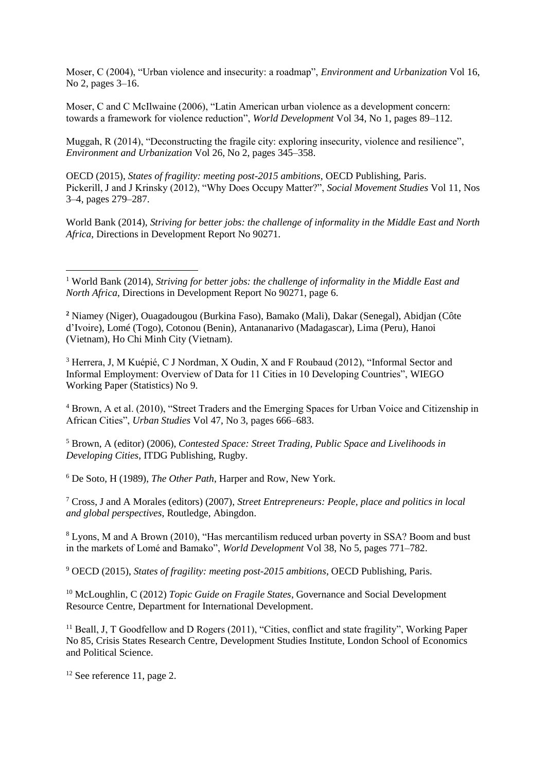Moser, C (2004), "Urban violence and insecurity: a roadmap", *Environment and Urbanization* Vol 16, No 2, pages 3–16.

Moser, C and C McIlwaine (2006), "Latin American urban violence as a development concern: towards a framework for violence reduction", *World Development* Vol 34, No 1, pages 89–112.

Muggah, R (2014), "Deconstructing the fragile city: exploring insecurity, violence and resilience", *Environment and Urbanization* Vol 26, No 2, pages 345–358.

OECD (2015), *States of fragility: meeting post-2015 ambitions*, OECD Publishing, Paris.
Pickerill, J and J Krinsky (2012), "Why Does Occupy Matter?", *Social Movement Studies* Vol 11, Nos 3–4, pages 279–287.

World Bank (2014), *Striving for better jobs: the challenge of informality in the Middle East and North Africa*, Directions in Development Report No 90271.

---

[1] World Bank (2014), *Striving for better jobs: the challenge of informality in the Middle East and North Africa*, Directions in Development Report No 90271, page 6.

[2] Niamey (Niger), Ouagadougou (Burkina Faso), Bamako (Mali), Dakar (Senegal), Abidjan (Côte d'Ivoire), Lomé (Togo), Cotonou (Benin), Antananarivo (Madagascar), Lima (Peru), Hanoi (Vietnam), Ho Chi Minh City (Vietnam).

[3] Herrera, J, M Kuépié, C J Nordman, X Oudin, X and F Roubaud (2012), "Informal Sector and Informal Employment: Overview of Data for 11 Cities in 10 Developing Countries", WIEGO Working Paper (Statistics) No 9.

[4] Brown, A et al. (2010), "Street Traders and the Emerging Spaces for Urban Voice and Citizenship in African Cities", *Urban Studies* Vol 47, No 3, pages 666–683.

[5] Brown, A (editor) (2006), *Contested Space: Street Trading, Public Space and Livelihoods in Developing Cities*, ITDG Publishing, Rugby.

[6] De Soto, H (1989), *The Other Path*, Harper and Row, New York.

[7] Cross, J and A Morales (editors) (2007), *Street Entrepreneurs: People, place and politics in local and global perspectives*, Routledge, Abingdon.

[8] Lyons, M and A Brown (2010), "Has mercantilism reduced urban poverty in SSA? Boom and bust in the markets of Lomé and Bamako", *World Development* Vol 38, No 5, pages 771–782.

[9] OECD (2015), *States of fragility: meeting post-2015 ambitions*, OECD Publishing, Paris.

[10] McLoughlin, C (2012) *Topic Guide on Fragile States*, Governance and Social Development Resource Centre, Department for International Development.

[11] Beall, J, T Goodfellow and D Rogers (2011), "Cities, conflict and state fragility", Working Paper No 85, Crisis States Research Centre, Development Studies Institute, London School of Economics and Political Science.

[12] See reference 11, page 2.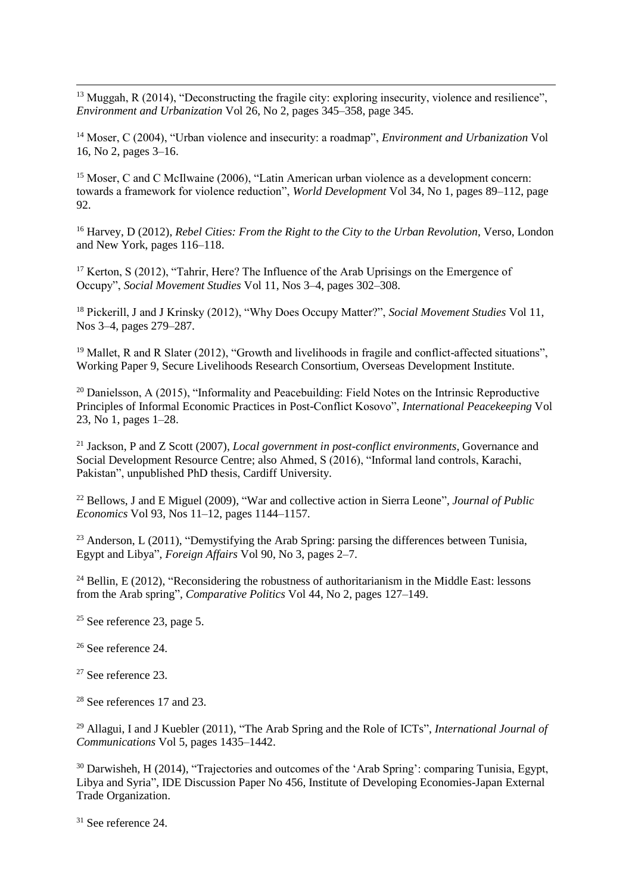[13] Muggah, R (2014), "Deconstructing the fragile city: exploring insecurity, violence and resilience", *Environment and Urbanization* Vol 26, No 2, pages 345–358, page 345.

[14] Moser, C (2004), "Urban violence and insecurity: a roadmap", *Environment and Urbanization* Vol 16, No 2, pages 3–16.

[15] Moser, C and C McIlwaine (2006), "Latin American urban violence as a development concern: towards a framework for violence reduction", *World Development* Vol 34, No 1, pages 89–112, page 92.

[16] Harvey, D (2012), *Rebel Cities: From the Right to the City to the Urban Revolution*, Verso, London and New York, pages 116–118.

[17] Kerton, S (2012), "Tahrir, Here? The Influence of the Arab Uprisings on the Emergence of Occupy", *Social Movement Studies* Vol 11, Nos 3–4, pages 302–308.

[18] Pickerill, J and J Krinsky (2012), "Why Does Occupy Matter?", *Social Movement Studies* Vol 11, Nos 3–4, pages 279–287.

[19] Mallet, R and R Slater (2012), "Growth and livelihoods in fragile and conflict-affected situations", Working Paper 9, Secure Livelihoods Research Consortium, Overseas Development Institute.

[20] Danielsson, A (2015), "Informality and Peacebuilding: Field Notes on the Intrinsic Reproductive Principles of Informal Economic Practices in Post-Conflict Kosovo", *International Peacekeeping* Vol 23, No 1, pages 1–28.

[21] Jackson, P and Z Scott (2007), *Local government in post-conflict environments*, Governance and Social Development Resource Centre; also Ahmed, S (2016), "Informal land controls, Karachi, Pakistan", unpublished PhD thesis, Cardiff University.

[22] Bellows, J and E Miguel (2009), "War and collective action in Sierra Leone", *Journal of Public Economics* Vol 93, Nos 11–12, pages 1144–1157.

[23] Anderson, L (2011), "Demystifying the Arab Spring: parsing the differences between Tunisia, Egypt and Libya", *Foreign Affairs* Vol 90, No 3, pages 2–7.

[24] Bellin, E (2012), "Reconsidering the robustness of authoritarianism in the Middle East: lessons from the Arab spring", *Comparative Politics* Vol 44, No 2, pages 127–149.

[25] See reference 23, page 5.

[26] See reference 24.

[27] See reference 23.

[28] See references 17 and 23.

[29] Allagui, I and J Kuebler (2011), "The Arab Spring and the Role of ICTs", *International Journal of Communications* Vol 5, pages 1435–1442.

[30] Darwisheh, H (2014), "Trajectories and outcomes of the 'Arab Spring': comparing Tunisia, Egypt, Libya and Syria", IDE Discussion Paper No 456, Institute of Developing Economies-Japan External Trade Organization.

[31] See reference 24.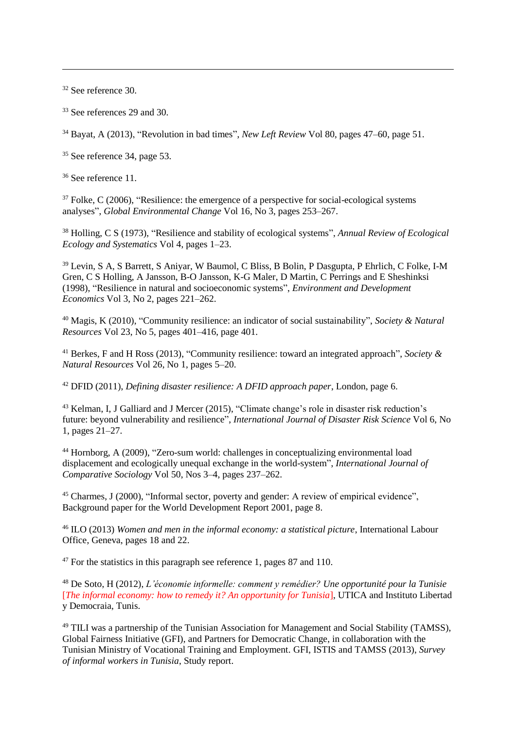[32] See reference 30.

[33] See references 29 and 30.

[34] Bayat, A (2013), “Revolution in bad times”, *New Left Review* Vol 80, pages 47–60, page 51.

[35] See reference 34, page 53.

[36] See reference 11.

[37] Folke, C (2006), “Resilience: the emergence of a perspective for social-ecological systems analyses”, *Global Environmental Change* Vol 16, No 3, pages 253–267.

[38] Holling, C S (1973), “Resilience and stability of ecological systems”, *Annual Review of Ecological Ecology and Systematics* Vol 4, pages 1–23.

[39] Levin, S A, S Barrett, S Aniyar, W Baumol, C Bliss, B Bolin, P Dasgupta, P Ehrlich, C Folke, I-M Gren, C S Holling, A Jansson, B-O Jansson, K-G Maler, D Martin, C Perrings and E Sheshinksi (1998), “Resilience in natural and socioeconomic systems”, *Environment and Development Economics* Vol 3, No 2, pages 221–262.

[40] Magis, K (2010), “Community resilience: an indicator of social sustainability”, *Society & Natural Resources* Vol 23, No 5, pages 401–416, page 401.

[41] Berkes, F and H Ross (2013), “Community resilience: toward an integrated approach”, *Society & Natural Resources* Vol 26, No 1, pages 5–20.

[42] DFID (2011), *Defining disaster resilience: A DFID approach paper*, London, page 6.

[43] Kelman, I, J Galliard and J Mercer (2015), “Climate change’s role in disaster risk reduction’s future: beyond vulnerability and resilience”, *International Journal of Disaster Risk Science* Vol 6, No 1, pages 21–27.

[44] Hornborg, A (2009), “Zero-sum world: challenges in conceptualizing environmental load displacement and ecologically unequal exchange in the world-system”, *International Journal of Comparative Sociology* Vol 50, Nos 3–4, pages 237–262.

[45] Charmes, J (2000), “Informal sector, poverty and gender: A review of empirical evidence”, Background paper for the World Development Report 2001, page 8.

[46] ILO (2013) *Women and men in the informal economy: a statistical picture*, International Labour Office, Geneva, pages 18 and 22.

[47] For the statistics in this paragraph see reference 1, pages 87 and 110.

[48] De Soto, H (2012), *L’économie informelle: comment y remédier? Une opportunité pour la Tunisie* [*The informal economy: how to remedy it? An opportunity for Tunisia*], UTICA and Instituto Libertad y Democraia, Tunis.

[49] TILI was a partnership of the Tunisian Association for Management and Social Stability (TAMSS), Global Fairness Initiative (GFI), and Partners for Democratic Change, in collaboration with the Tunisian Ministry of Vocational Training and Employment. GFI, ISTIS and TAMSS (2013), *Survey of informal workers in Tunisia*, Study report.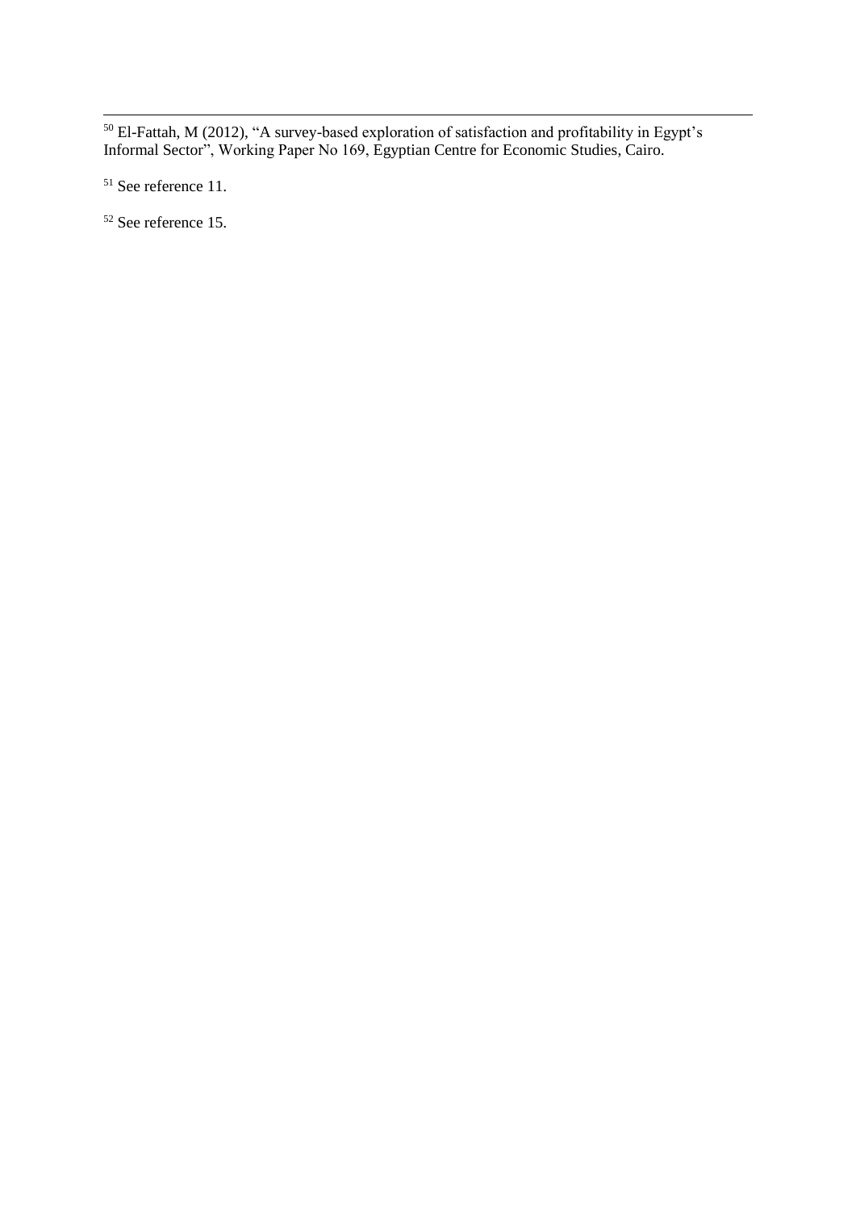[50] El-Fattah, M (2012), "A survey-based exploration of satisfaction and profitability in Egypt's Informal Sector", Working Paper No 169, Egyptian Centre for Economic Studies, Cairo.

[51] See reference 11.

[52] See reference 15.